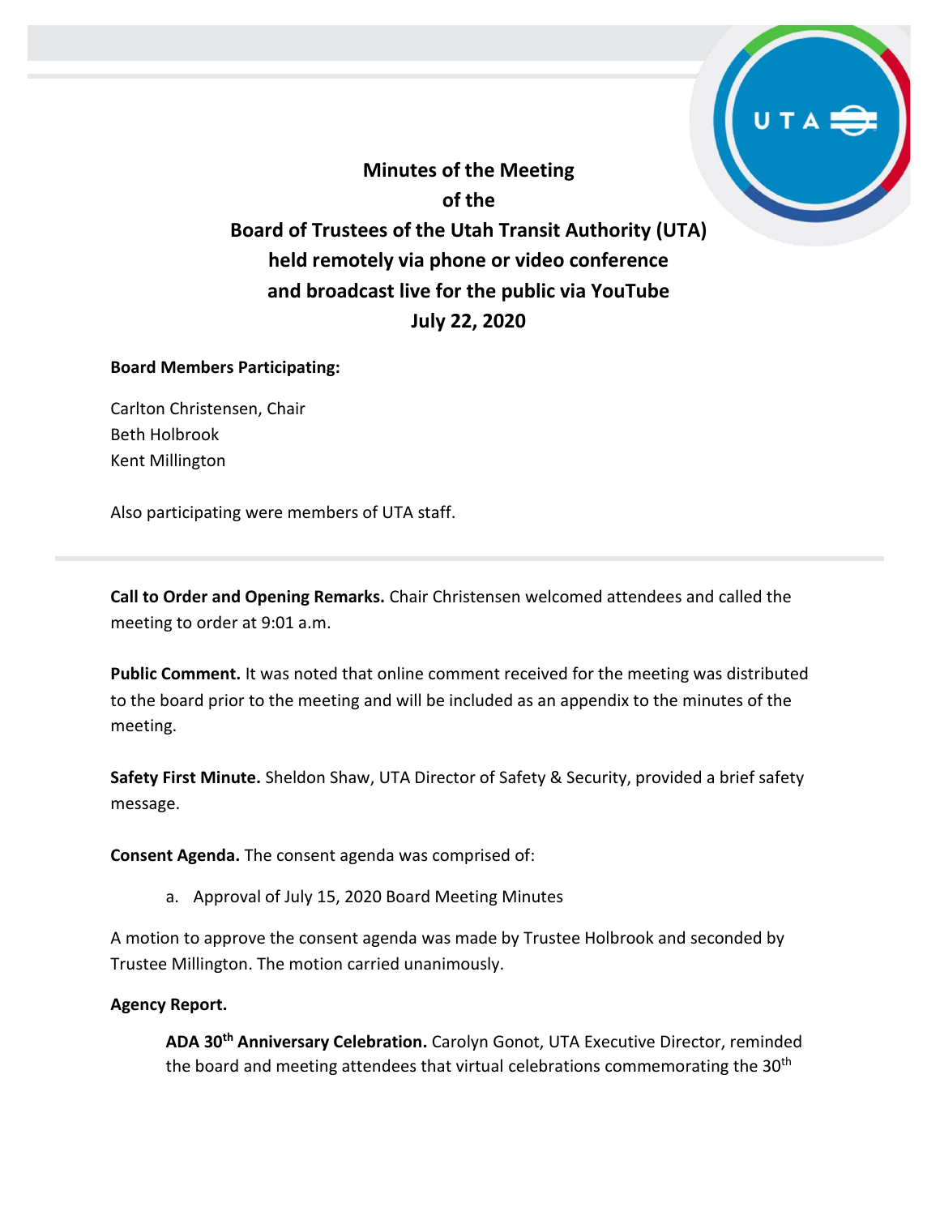# Minutes of the Meeting of the Board of Trustees of the Utah Transit Authority (UTA) held remotely via phone or video conference and broadcast live for the public via YouTube July 22, 2020

**Board Members Participating:**

Carlton Christensen, Chair
Beth Holbrook
Kent Millington

Also participating were members of UTA staff.

---

**Call to Order and Opening Remarks.** Chair Christensen welcomed attendees and called the meeting to order at 9:01 a.m.

**Public Comment.** It was noted that online comment received for the meeting was distributed to the board prior to the meeting and will be included as an appendix to the minutes of the meeting.

**Safety First Minute.** Sheldon Shaw, UTA Director of Safety & Security, provided a brief safety message.

**Consent Agenda.** The consent agenda was comprised of:

a. Approval of July 15, 2020 Board Meeting Minutes

A motion to approve the consent agenda was made by Trustee Holbrook and seconded by Trustee Millington. The motion carried unanimously.

**Agency Report.**

> **ADA 30th Anniversary Celebration.** Carolyn Gonot, UTA Executive Director, reminded the board and meeting attendees that virtual celebrations commemorating the 30th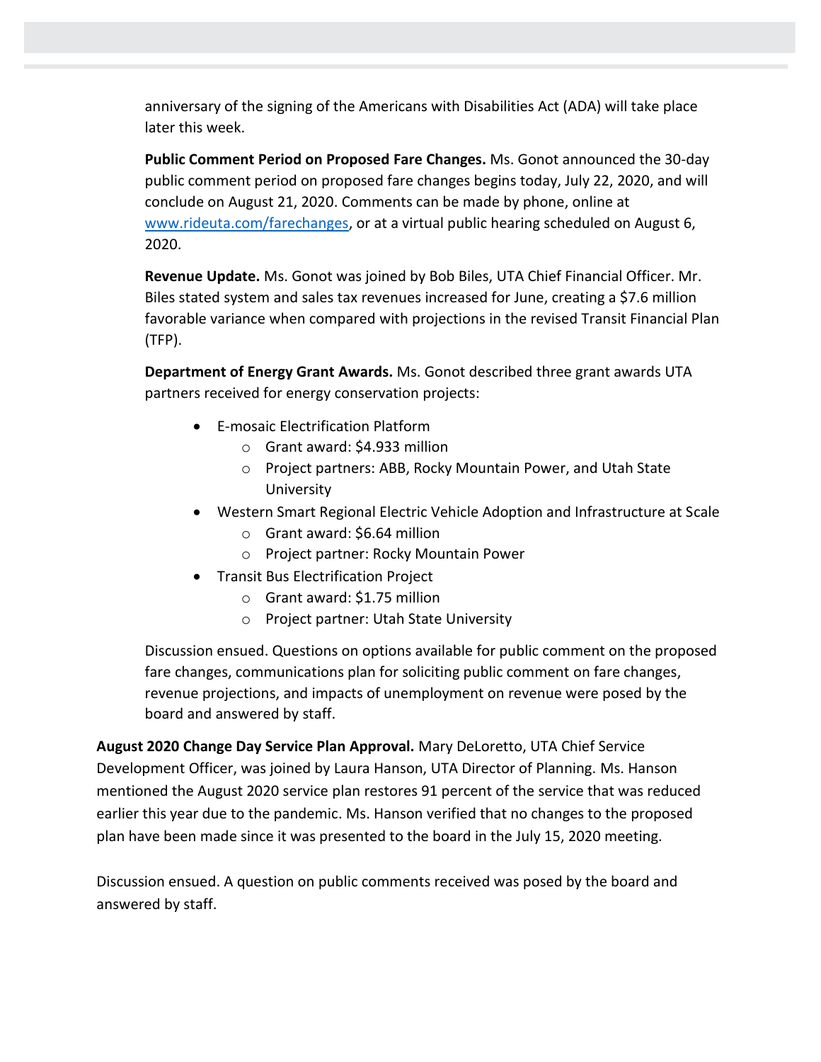anniversary of the signing of the Americans with Disabilities Act (ADA) will take place later this week.

**Public Comment Period on Proposed Fare Changes.** Ms. Gonot announced the 30-day public comment period on proposed fare changes begins today, July 22, 2020, and will conclude on August 21, 2020. Comments can be made by phone, online at www.rideuta.com/farechanges, or at a virtual public hearing scheduled on August 6, 2020.

**Revenue Update.** Ms. Gonot was joined by Bob Biles, UTA Chief Financial Officer. Mr. Biles stated system and sales tax revenues increased for June, creating a $7.6 million favorable variance when compared with projections in the revised Transit Financial Plan (TFP).

**Department of Energy Grant Awards.** Ms. Gonot described three grant awards UTA partners received for energy conservation projects:

- E-mosaic Electrification Platform
  - Grant award: $4.933 million
  - Project partners: ABB, Rocky Mountain Power, and Utah State University
- Western Smart Regional Electric Vehicle Adoption and Infrastructure at Scale
  - Grant award: $6.64 million
  - Project partner: Rocky Mountain Power
- Transit Bus Electrification Project
  - Grant award: $1.75 million
  - Project partner: Utah State University

Discussion ensued. Questions on options available for public comment on the proposed fare changes, communications plan for soliciting public comment on fare changes, revenue projections, and impacts of unemployment on revenue were posed by the board and answered by staff.

**August 2020 Change Day Service Plan Approval.** Mary DeLoretto, UTA Chief Service Development Officer, was joined by Laura Hanson, UTA Director of Planning. Ms. Hanson mentioned the August 2020 service plan restores 91 percent of the service that was reduced earlier this year due to the pandemic. Ms. Hanson verified that no changes to the proposed plan have been made since it was presented to the board in the July 15, 2020 meeting.

Discussion ensued. A question on public comments received was posed by the board and answered by staff.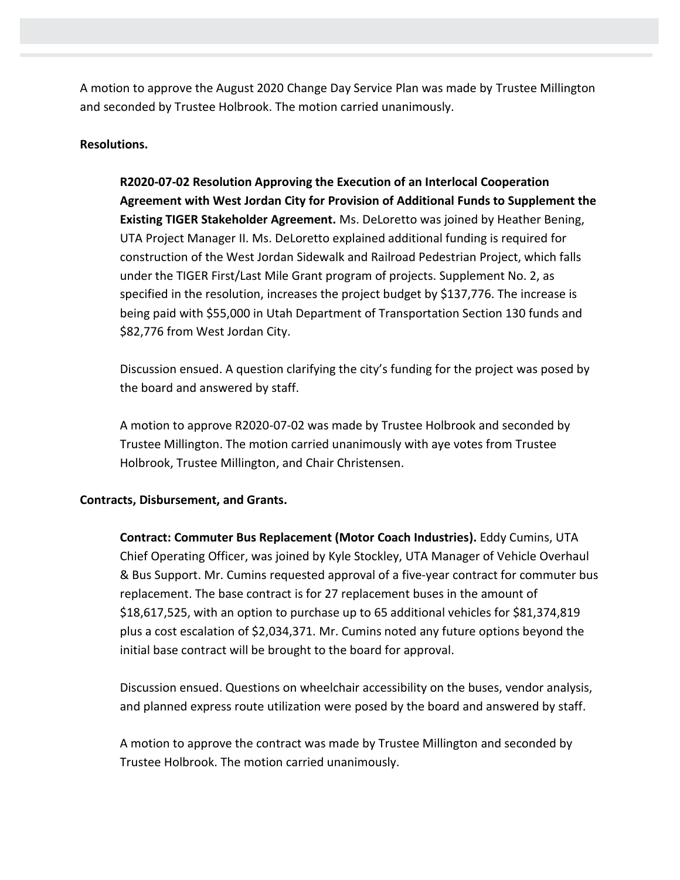A motion to approve the August 2020 Change Day Service Plan was made by Trustee Millington and seconded by Trustee Holbrook. The motion carried unanimously.

**Resolutions.**

**R2020-07-02 Resolution Approving the Execution of an Interlocal Cooperation Agreement with West Jordan City for Provision of Additional Funds to Supplement the Existing TIGER Stakeholder Agreement.** Ms. DeLoretto was joined by Heather Bening, UTA Project Manager II. Ms. DeLoretto explained additional funding is required for construction of the West Jordan Sidewalk and Railroad Pedestrian Project, which falls under the TIGER First/Last Mile Grant program of projects. Supplement No. 2, as specified in the resolution, increases the project budget by $137,776. The increase is being paid with $55,000 in Utah Department of Transportation Section 130 funds and $82,776 from West Jordan City.

Discussion ensued. A question clarifying the city's funding for the project was posed by the board and answered by staff.

A motion to approve R2020-07-02 was made by Trustee Holbrook and seconded by Trustee Millington. The motion carried unanimously with aye votes from Trustee Holbrook, Trustee Millington, and Chair Christensen.

**Contracts, Disbursement, and Grants.**

**Contract: Commuter Bus Replacement (Motor Coach Industries).** Eddy Cumins, UTA Chief Operating Officer, was joined by Kyle Stockley, UTA Manager of Vehicle Overhaul & Bus Support. Mr. Cumins requested approval of a five-year contract for commuter bus replacement. The base contract is for 27 replacement buses in the amount of $18,617,525, with an option to purchase up to 65 additional vehicles for $81,374,819 plus a cost escalation of $2,034,371. Mr. Cumins noted any future options beyond the initial base contract will be brought to the board for approval.

Discussion ensued. Questions on wheelchair accessibility on the buses, vendor analysis, and planned express route utilization were posed by the board and answered by staff.

A motion to approve the contract was made by Trustee Millington and seconded by Trustee Holbrook. The motion carried unanimously.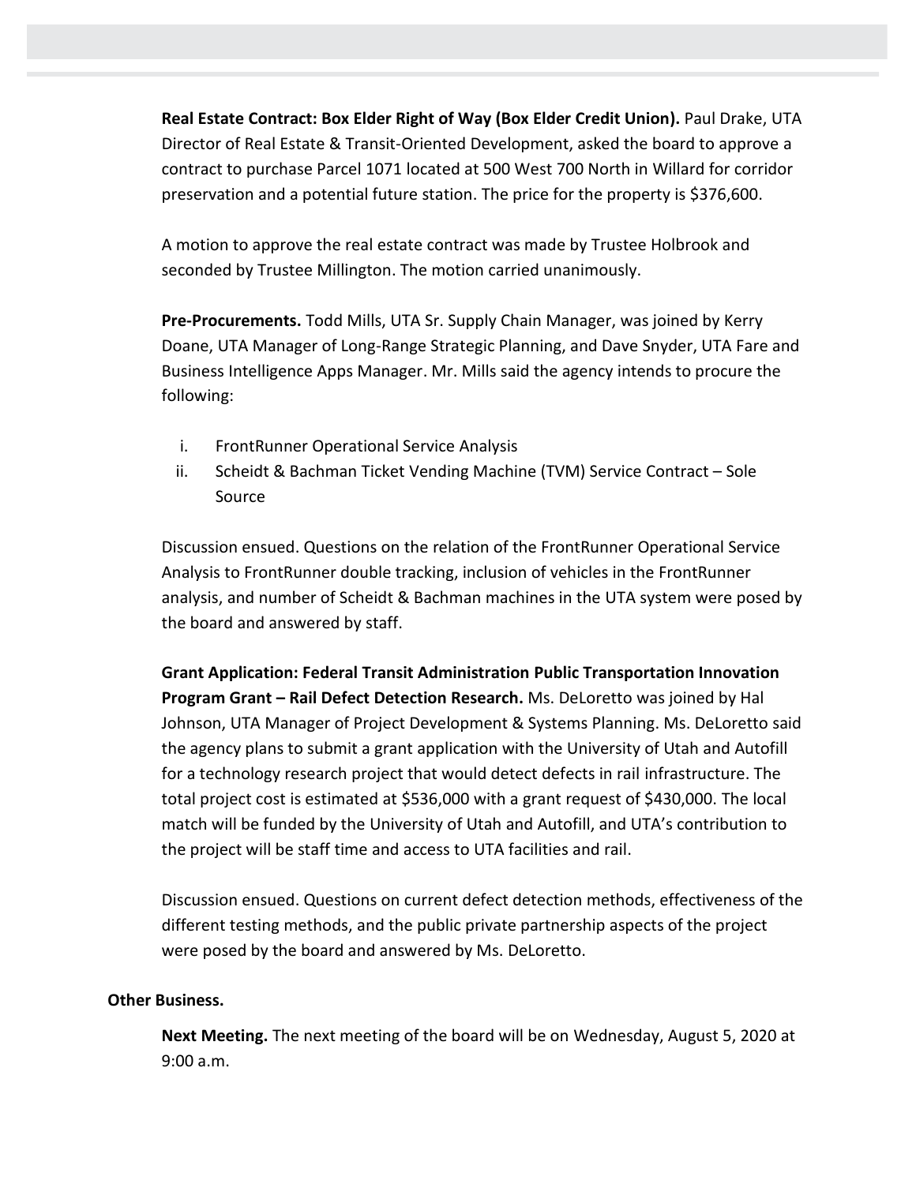**Real Estate Contract: Box Elder Right of Way (Box Elder Credit Union).** Paul Drake, UTA Director of Real Estate & Transit-Oriented Development, asked the board to approve a contract to purchase Parcel 1071 located at 500 West 700 North in Willard for corridor preservation and a potential future station. The price for the property is $376,600.

A motion to approve the real estate contract was made by Trustee Holbrook and seconded by Trustee Millington. The motion carried unanimously.

**Pre-Procurements.** Todd Mills, UTA Sr. Supply Chain Manager, was joined by Kerry Doane, UTA Manager of Long-Range Strategic Planning, and Dave Snyder, UTA Fare and Business Intelligence Apps Manager. Mr. Mills said the agency intends to procure the following:

i. FrontRunner Operational Service Analysis
ii. Scheidt & Bachman Ticket Vending Machine (TVM) Service Contract – Sole Source

Discussion ensued. Questions on the relation of the FrontRunner Operational Service Analysis to FrontRunner double tracking, inclusion of vehicles in the FrontRunner analysis, and number of Scheidt & Bachman machines in the UTA system were posed by the board and answered by staff.

**Grant Application: Federal Transit Administration Public Transportation Innovation Program Grant – Rail Defect Detection Research.** Ms. DeLoretto was joined by Hal Johnson, UTA Manager of Project Development & Systems Planning. Ms. DeLoretto said the agency plans to submit a grant application with the University of Utah and Autofill for a technology research project that would detect defects in rail infrastructure. The total project cost is estimated at $536,000 with a grant request of $430,000. The local match will be funded by the University of Utah and Autofill, and UTA's contribution to the project will be staff time and access to UTA facilities and rail.

Discussion ensued. Questions on current defect detection methods, effectiveness of the different testing methods, and the public private partnership aspects of the project were posed by the board and answered by Ms. DeLoretto.

**Other Business.**

**Next Meeting.** The next meeting of the board will be on Wednesday, August 5, 2020 at 9:00 a.m.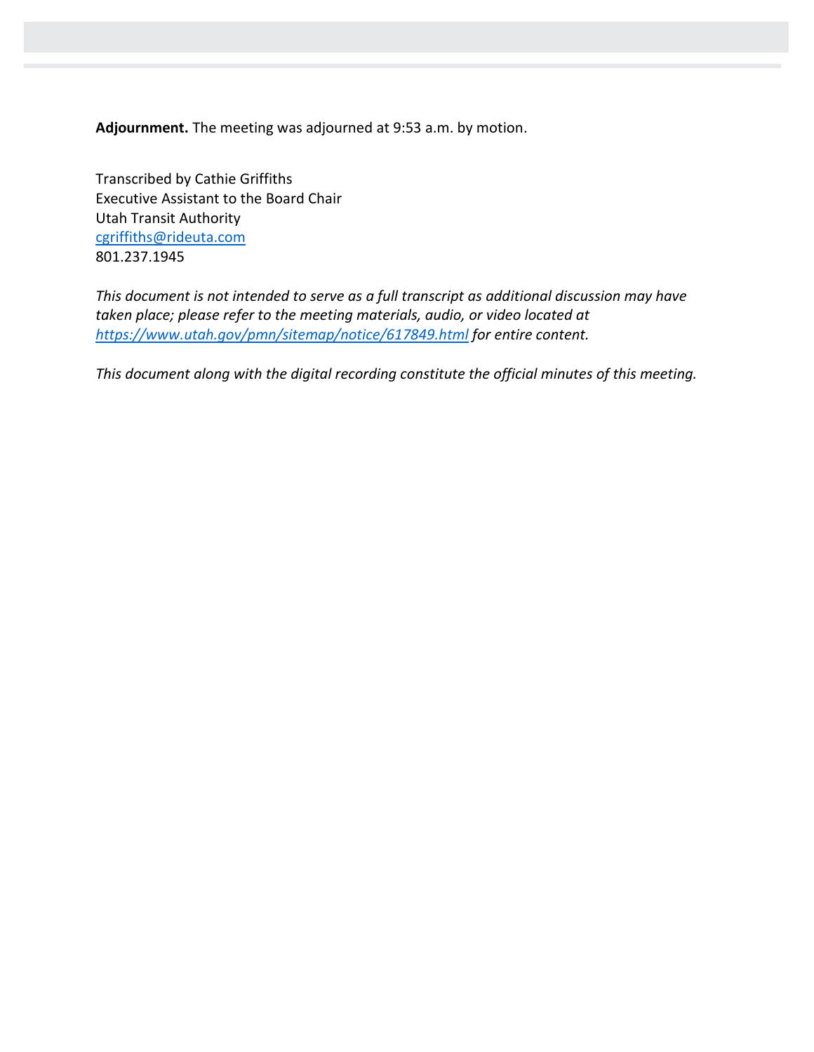**Adjournment.** The meeting was adjourned at 9:53 a.m. by motion.

Transcribed by Cathie Griffiths
Executive Assistant to the Board Chair
Utah Transit Authority
cgriffiths@rideuta.com
801.237.1945

*This document is not intended to serve as a full transcript as additional discussion may have taken place; please refer to the meeting materials, audio, or video located at https://www.utah.gov/pmn/sitemap/notice/617849.html for entire content.*

*This document along with the digital recording constitute the official minutes of this meeting.*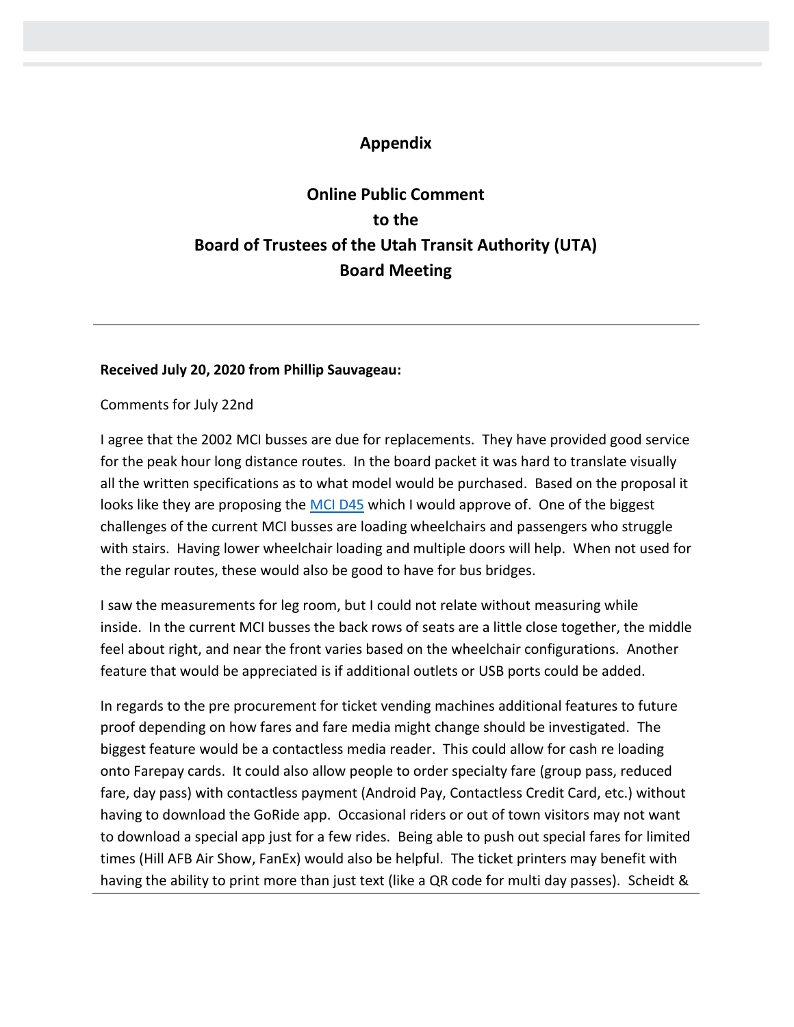## Appendix

## Online Public Comment
## to the
## Board of Trustees of the Utah Transit Authority (UTA)
## Board Meeting

---

**Received July 20, 2020 from Phillip Sauvageau:**

Comments for July 22nd

I agree that the 2002 MCI busses are due for replacements. They have provided good service for the peak hour long distance routes. In the board packet it was hard to translate visually all the written specifications as to what model would be purchased. Based on the proposal it looks like they are proposing the MCI D45 which I would approve of. One of the biggest challenges of the current MCI busses are loading wheelchairs and passengers who struggle with stairs. Having lower wheelchair loading and multiple doors will help. When not used for the regular routes, these would also be good to have for bus bridges.

I saw the measurements for leg room, but I could not relate without measuring while inside. In the current MCI busses the back rows of seats are a little close together, the middle feel about right, and near the front varies based on the wheelchair configurations. Another feature that would be appreciated is if additional outlets or USB ports could be added.

In regards to the pre procurement for ticket vending machines additional features to future proof depending on how fares and fare media might change should be investigated. The biggest feature would be a contactless media reader. This could allow for cash re loading onto Farepay cards. It could also allow people to order specialty fare (group pass, reduced fare, day pass) with contactless payment (Android Pay, Contactless Credit Card, etc.) without having to download the GoRide app. Occasional riders or out of town visitors may not want to download a special app just for a few rides. Being able to push out special fares for limited times (Hill AFB Air Show, FanEx) would also be helpful. The ticket printers may benefit with having the ability to print more than just text (like a QR code for multi day passes). Scheidt &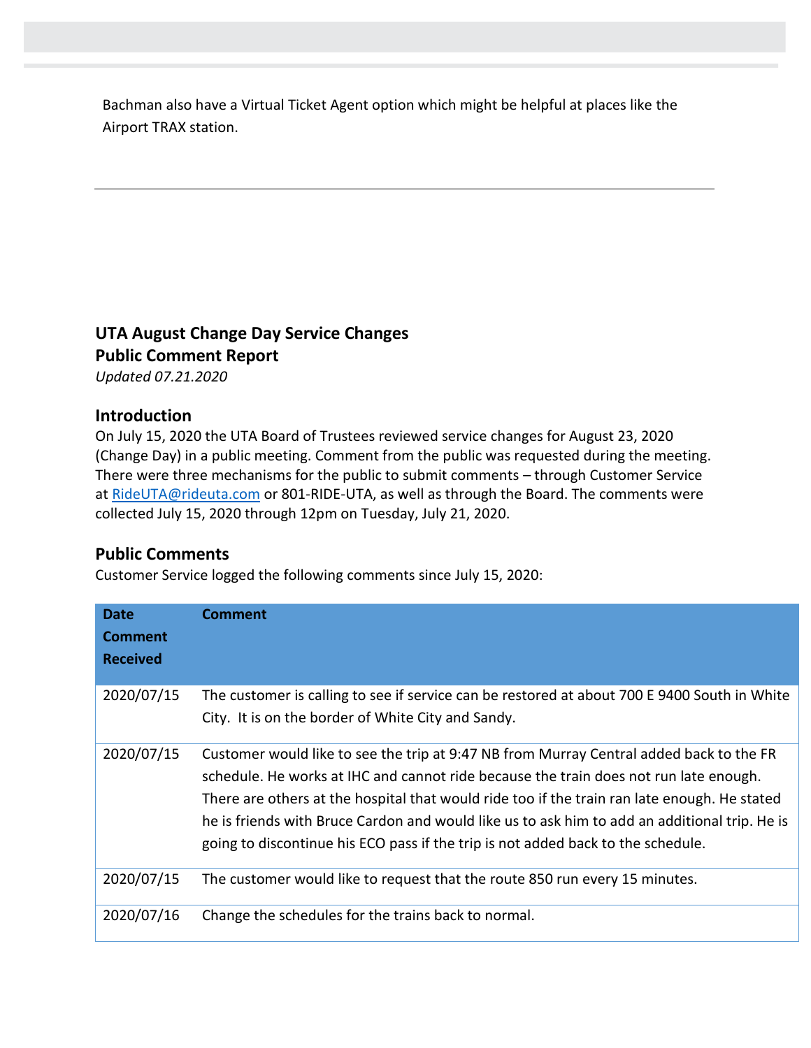Bachman also have a Virtual Ticket Agent option which might be helpful at places like the Airport TRAX station.

---

**UTA August Change Day Service Changes**
**Public Comment Report**
*Updated 07.21.2020*

## Introduction

On July 15, 2020 the UTA Board of Trustees reviewed service changes for August 23, 2020 (Change Day) in a public meeting. Comment from the public was requested during the meeting. There were three mechanisms for the public to submit comments – through Customer Service at RideUTA@rideuta.com or 801-RIDE-UTA, as well as through the Board. The comments were collected July 15, 2020 through 12pm on Tuesday, July 21, 2020.

## Public Comments

Customer Service logged the following comments since July 15, 2020:

| Date Comment Received | Comment |
|---|---|
| 2020/07/15 | The customer is calling to see if service can be restored at about 700 E 9400 South in White City. It is on the border of White City and Sandy. |
| 2020/07/15 | Customer would like to see the trip at 9:47 NB from Murray Central added back to the FR schedule. He works at IHC and cannot ride because the train does not run late enough. There are others at the hospital that would ride too if the train ran late enough. He stated he is friends with Bruce Cardon and would like us to ask him to add an additional trip. He is going to discontinue his ECO pass if the trip is not added back to the schedule. |
| 2020/07/15 | The customer would like to request that the route 850 run every 15 minutes. |
| 2020/07/16 | Change the schedules for the trains back to normal. |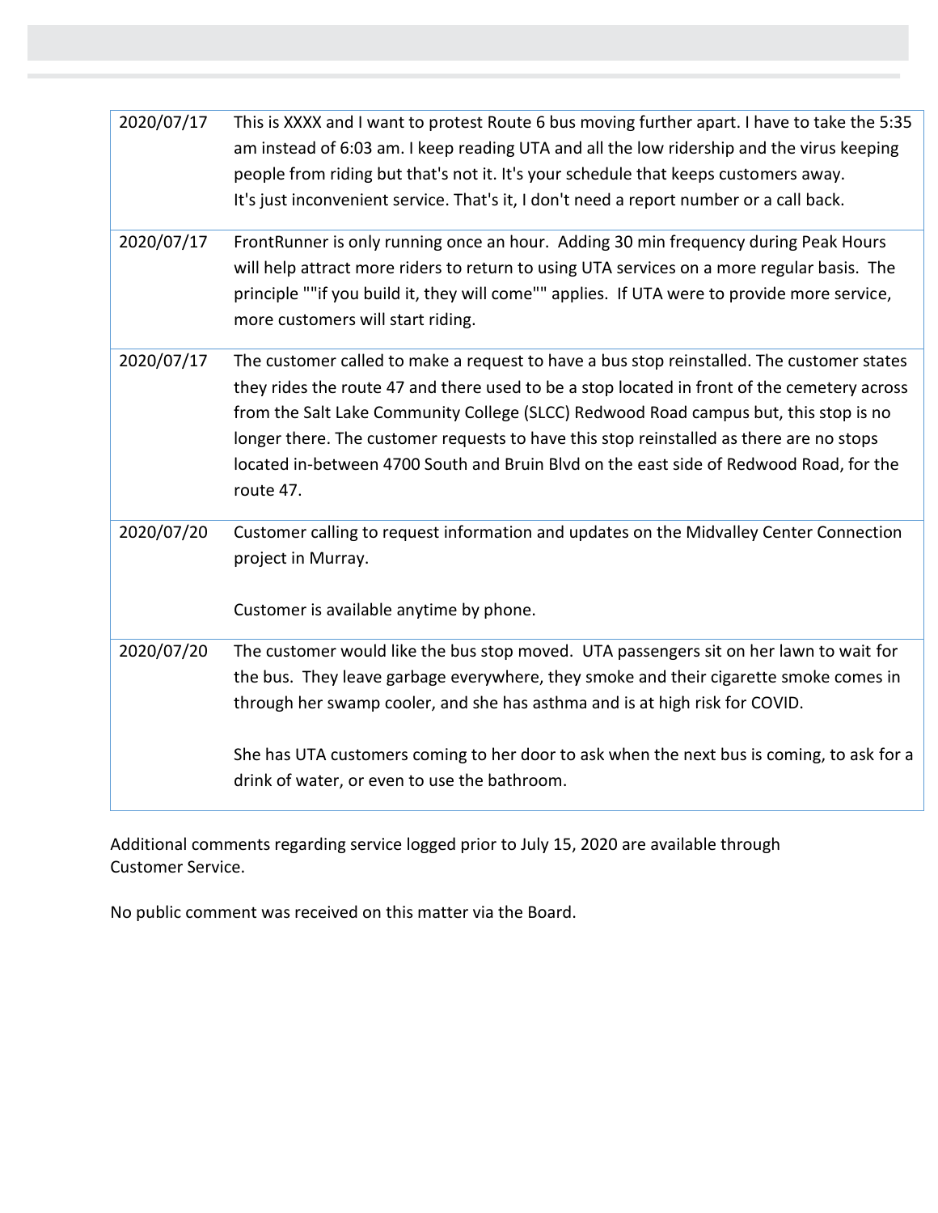| | |
|---|---|
| 2020/07/17 | This is XXXX and I want to protest Route 6 bus moving further apart. I have to take the 5:35 am instead of 6:03 am. I keep reading UTA and all the low ridership and the virus keeping people from riding but that's not it. It's your schedule that keeps customers away. It's just inconvenient service. That's it, I don't need a report number or a call back. |
| 2020/07/17 | FrontRunner is only running once an hour. Adding 30 min frequency during Peak Hours will help attract more riders to return to using UTA services on a more regular basis. The principle ""if you build it, they will come"" applies. If UTA were to provide more service, more customers will start riding. |
| 2020/07/17 | The customer called to make a request to have a bus stop reinstalled. The customer states they rides the route 47 and there used to be a stop located in front of the cemetery across from the Salt Lake Community College (SLCC) Redwood Road campus but, this stop is no longer there. The customer requests to have this stop reinstalled as there are no stops located in-between 4700 South and Bruin Blvd on the east side of Redwood Road, for the route 47. |
| 2020/07/20 | Customer calling to request information and updates on the Midvalley Center Connection project in Murray.<br><br>Customer is available anytime by phone. |
| 2020/07/20 | The customer would like the bus stop moved. UTA passengers sit on her lawn to wait for the bus. They leave garbage everywhere, they smoke and their cigarette smoke comes in through her swamp cooler, and she has asthma and is at high risk for COVID.<br><br>She has UTA customers coming to her door to ask when the next bus is coming, to ask for a drink of water, or even to use the bathroom. |

Additional comments regarding service logged prior to July 15, 2020 are available through Customer Service.

No public comment was received on this matter via the Board.